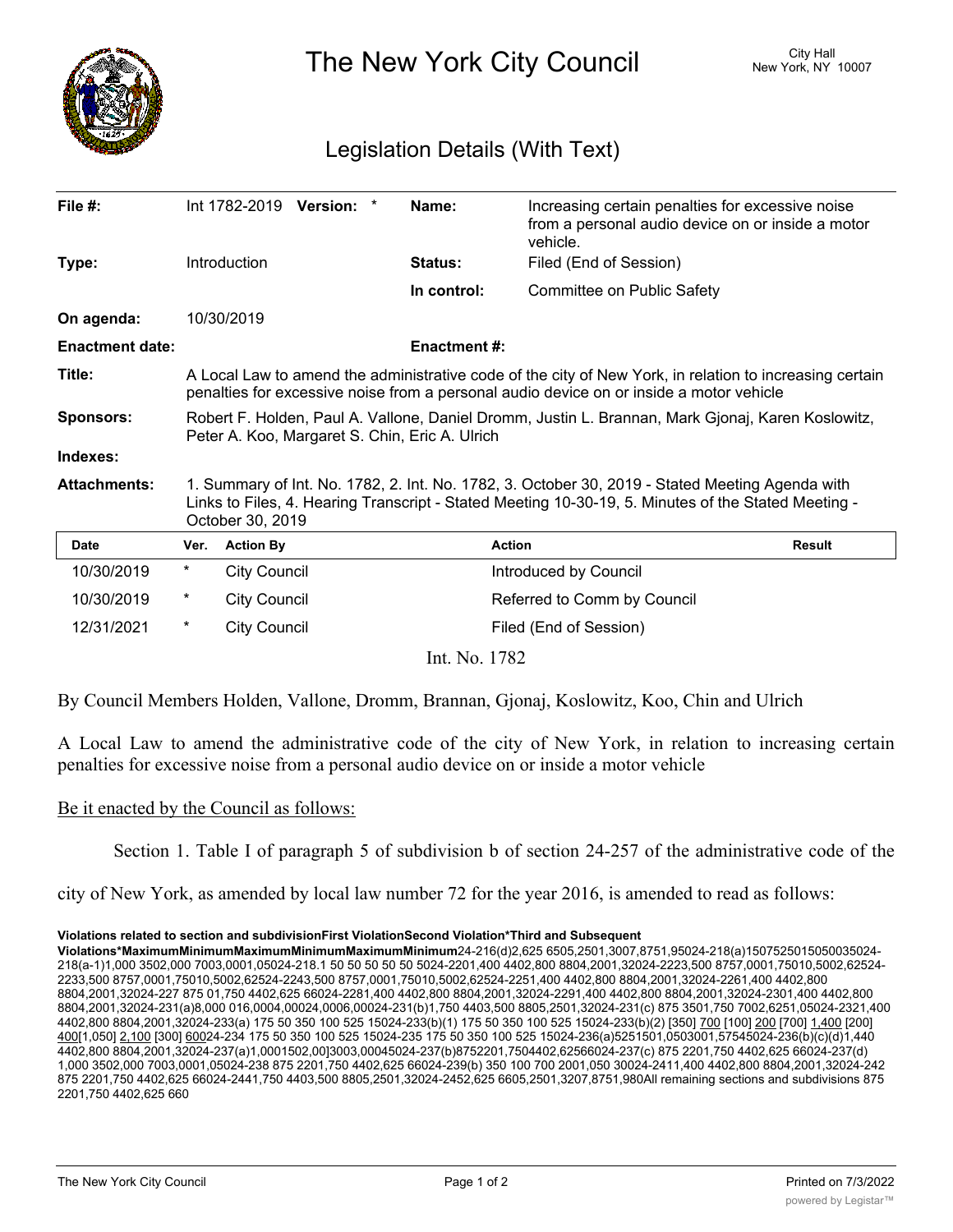# The New York City Council

City Hall
New York, NY 10007

## Legislation Details (With Text)

| | | | |
|---|---|---|---|
| **File #:** | Int 1782-2019 **Version:** * | **Name:** | Increasing certain penalties for excessive noise from a personal audio device on or inside a motor vehicle. |
| **Type:** | Introduction | **Status:** | Filed (End of Session) |
| | | **In control:** | Committee on Public Safety |
| **On agenda:** | 10/30/2019 | | |
| **Enactment date:** | | **Enactment #:** | |

**Title:** A Local Law to amend the administrative code of the city of New York, in relation to increasing certain penalties for excessive noise from a personal audio device on or inside a motor vehicle

**Sponsors:** Robert F. Holden, Paul A. Vallone, Daniel Dromm, Justin L. Brannan, Mark Gjonaj, Karen Koslowitz, Peter A. Koo, Margaret S. Chin, Eric A. Ulrich

**Indexes:**

**Attachments:** 1. Summary of Int. No. 1782, 2. Int. No. 1782, 3. October 30, 2019 - Stated Meeting Agenda with Links to Files, 4. Hearing Transcript - Stated Meeting 10-30-19, 5. Minutes of the Stated Meeting - October 30, 2019

| Date | Ver. | Action By | Action | Result |
|---|---|---|---|---|
| 10/30/2019 | * | City Council | Introduced by Council | |
| 10/30/2019 | * | City Council | Referred to Comm by Council | |
| 12/31/2021 | * | City Council | Filed (End of Session) | |

Int. No. 1782

By Council Members Holden, Vallone, Dromm, Brannan, Gjonaj, Koslowitz, Koo, Chin and Ulrich

A Local Law to amend the administrative code of the city of New York, in relation to increasing certain penalties for excessive noise from a personal audio device on or inside a motor vehicle

Be it enacted by the Council as follows:

Section 1. Table I of paragraph 5 of subdivision b of section 24-257 of the administrative code of the city of New York, as amended by local law number 72 for the year 2016, is amended to read as follows:

**Violations related to section and subdivisionFirst ViolationSecond Violation*Third and Subsequent Violations*MaximumMinimumMaximumMinimumMaximumMinimum**24-216(d)2,625 6505,2501,3007,8751,95024-218(a)1507525015050035024-218(a-1)1,000 3502,000 7003,0001,05024-218.1 50 50 50 50 50 5024-2201,400 4402,800 8804,2001,32024-2223,500 8757,0001,75010,5002,62524-2233,500 8757,0001,75010,5002,62524-2243,500 8757,0001,75010,5002,62524-2251,400 4402,800 8804,2001,32024-2261,400 4402,800 8804,2001,32024-227 875 01,750 4402,625 66024-2281,400 4402,800 8804,2001,32024-2291,400 4402,800 8804,2001,32024-2301,400 4402,800 8804,2001,32024-231(a)8,000 016,0004,00024,0006,00024-231(b)1,750 4403,500 8805,2501,32024-231(c) 875 3501,750 7002,6251,05024-2321,400 4402,800 8804,2001,32024-233(a) 175 50 350 100 525 15024-233(b)(1) 175 50 350 100 525 15024-233(b)(2) [350] 700 [100] 200 [700] 1,400 [200] 400[1,050] 2,100 [300] 60024-234 175 50 350 100 525 15024-235 175 50 350 100 525 15024-236(a)5251501,0503001,57545024-236(b)(c)(d)1,440 4402,800 8804,2001,32024-237(a)1,0001502,00]3003,00045024-237(b)8752201,7504402,62566024-237(c) 875 2201,750 4402,625 66024-237(d) 1,000 3502,000 7003,0001,05024-238 875 2201,750 4402,625 66024-239(b) 350 100 700 2001,050 30024-2411,400 4402,800 8804,2001,32024-242 875 2201,750 4402,625 66024-2441,750 4403,500 8805,2501,32024-2452,625 6605,2501,3207,8751,980All remaining sections and subdivisions 875 2201,750 4402,625 660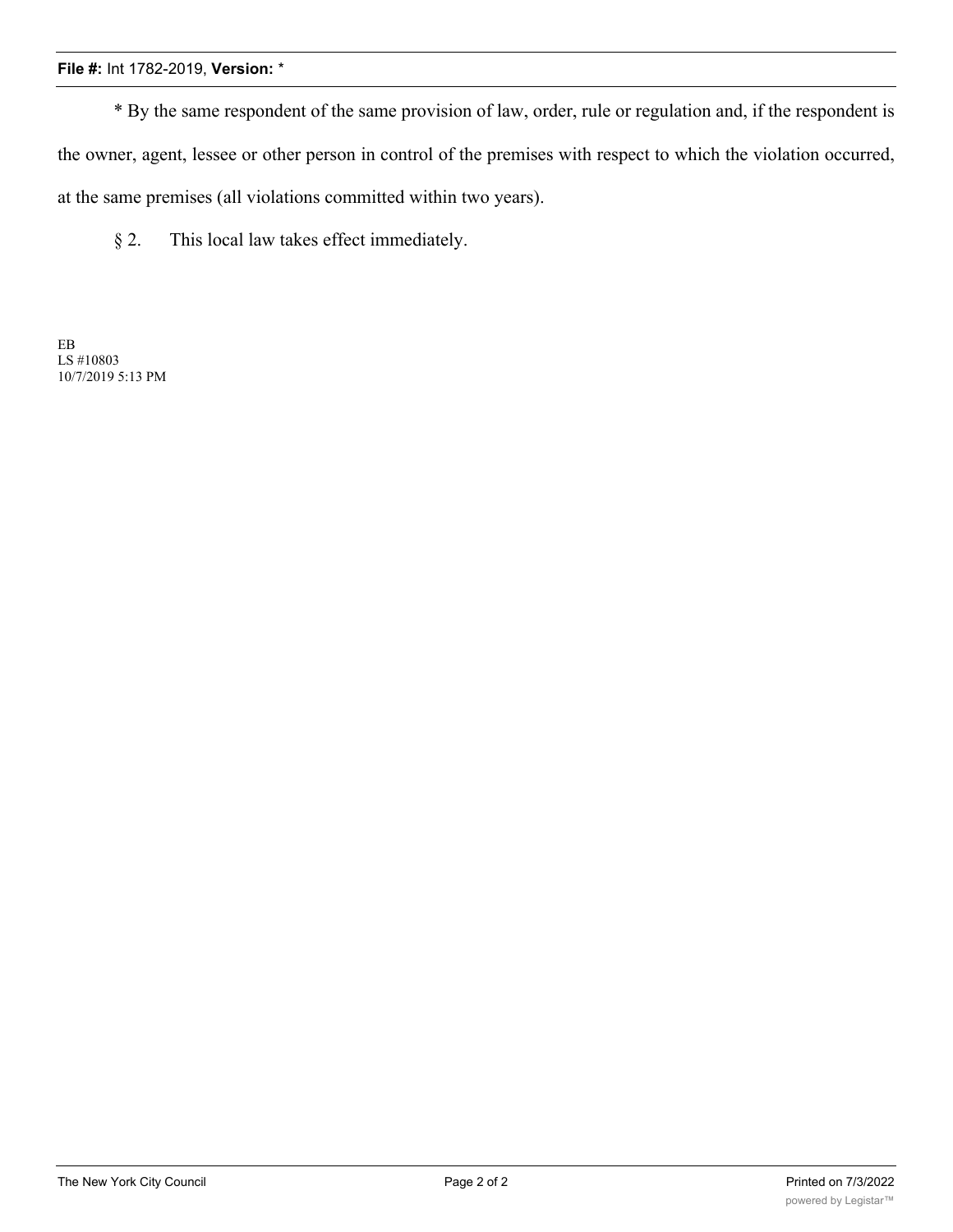\* By the same respondent of the same provision of law, order, rule or regulation and, if the respondent is the owner, agent, lessee or other person in control of the premises with respect to which the violation occurred, at the same premises (all violations committed within two years).

§ 2. This local law takes effect immediately.

EB
LS #10803
10/7/2019 5:13 PM